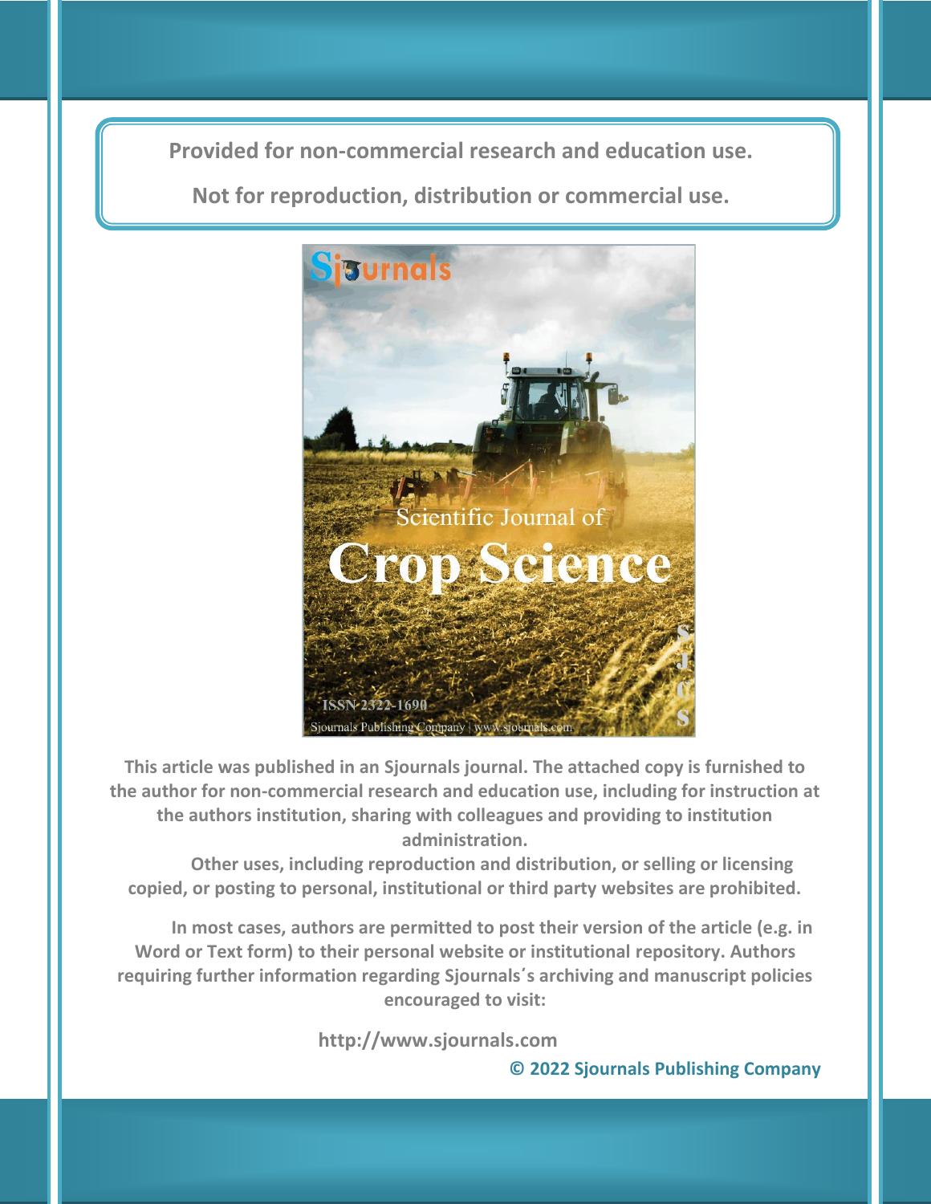Provided for non-commercial research and education use.

Not for reproduction, distribution or commercial use.

This article was published in an Sjournals journal. The attached copy is furnished to the author for non-commercial research and education use, including for instruction at the authors institution, sharing with colleagues and providing to institution administration.

Other uses, including reproduction and distribution, or selling or licensing copied, or posting to personal, institutional or third party websites are prohibited.

In most cases, authors are permitted to post their version of the article (e.g. in Word or Text form) to their personal website or institutional repository. Authors requiring further information regarding Sjournals´s archiving and manuscript policies encouraged to visit:

http://www.sjournals.com

© 2022 Sjournals Publishing Company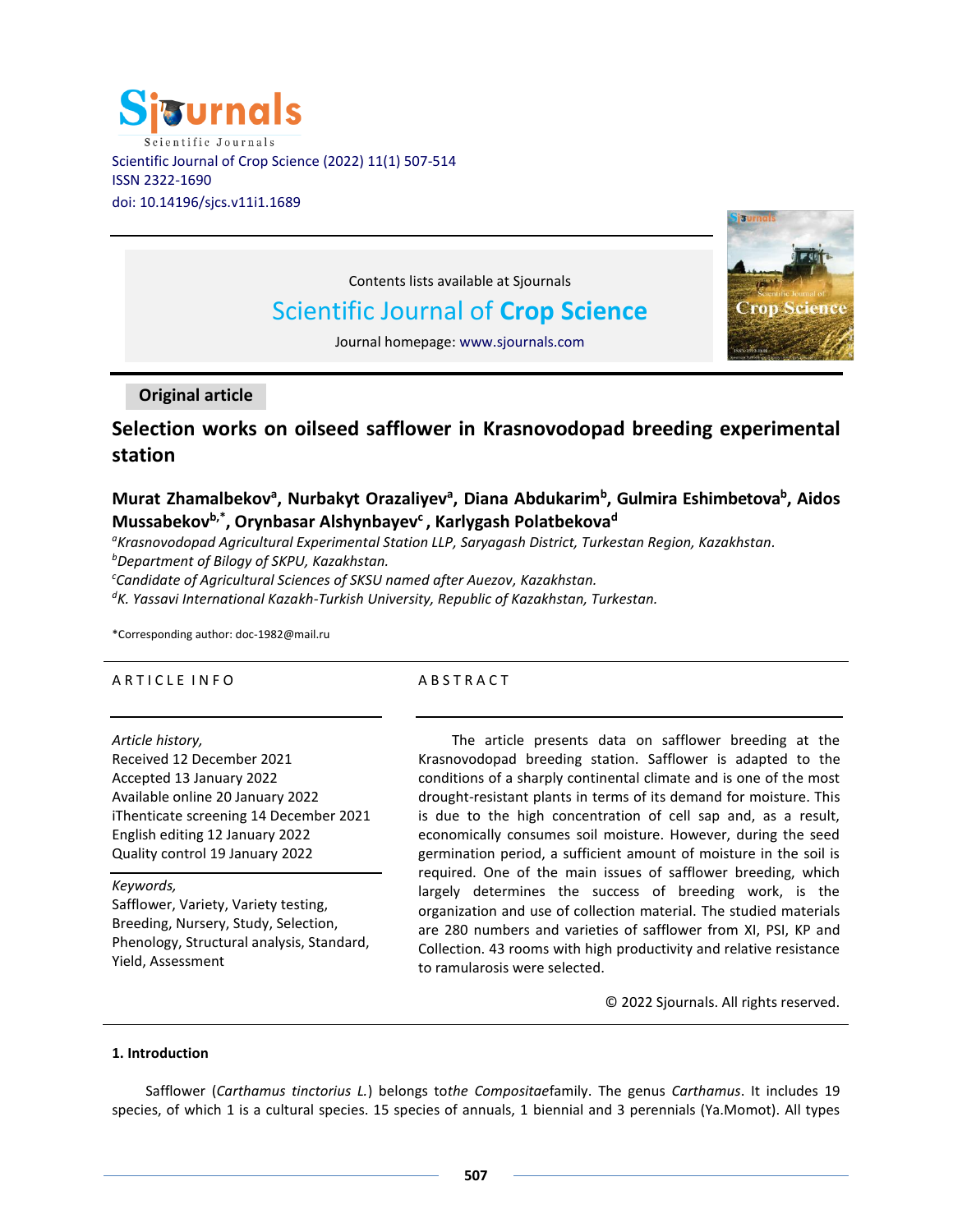Scientific Journal of Crop Science (2022) 11(1) 507-514
ISSN 2322-1690
doi: 10.14196/sjcs.v11i1.1689

Contents lists available at Sjournals

Scientific Journal of **Crop Science**

Journal homepage: www.sjournals.com

**Original article**

# Selection works on oilseed safflower in Krasnovodopad breeding experimental station

**Murat Zhamalbekov[a], Nurbakyt Orazaliyev[a], Diana Abdukarim[b], Gulmira Eshimbetova[b], Aidos Mussabekov[b,*], Orynbasar Alshynbayev[c], Karlygash Polatbekova[d]**

[a]*Krasnovodopad Agricultural Experimental Station LLP, Saryagash District, Turkestan Region, Kazakhstan.*
[b]*Department of Bilogy of SKPU, Kazakhstan.*
[c]*Candidate of Agricultural Sciences of SKSU named after Auezov, Kazakhstan.*
[d]*K. Yassavi International Kazakh-Turkish University, Republic of Kazakhstan, Turkestan.*

*Corresponding author: doc-1982@mail.ru

A R T I C L E I N F O

*Article history,*
Received 12 December 2021
Accepted 13 January 2022
Available online 20 January 2022
iThenticate screening 14 December 2021
English editing 12 January 2022
Quality control 19 January 2022

*Keywords,*
Safflower, Variety, Variety testing, Breeding, Nursery, Study, Selection, Phenology, Structural analysis, Standard, Yield, Assessment

A B S T R A C T

The article presents data on safflower breeding at the Krasnovodopad breeding station. Safflower is adapted to the conditions of a sharply continental climate and is one of the most drought-resistant plants in terms of its demand for moisture. This is due to the high concentration of cell sap and, as a result, economically consumes soil moisture. However, during the seed germination period, a sufficient amount of moisture in the soil is required. One of the main issues of safflower breeding, which largely determines the success of breeding work, is the organization and use of collection material. The studied materials are 280 numbers and varieties of safflower from XI, PSI, KP and Collection. 43 rooms with high productivity and relative resistance to ramularosis were selected.

© 2022 Sjournals. All rights reserved.

## 1. Introduction

Safflower (*Carthamus tinctorius L.*) belongs to*the Compositae*family. The genus *Carthamus*. It includes 19 species, of which 1 is a cultural species. 15 species of annuals, 1 biennial and 3 perennials (Ya.Momot). All types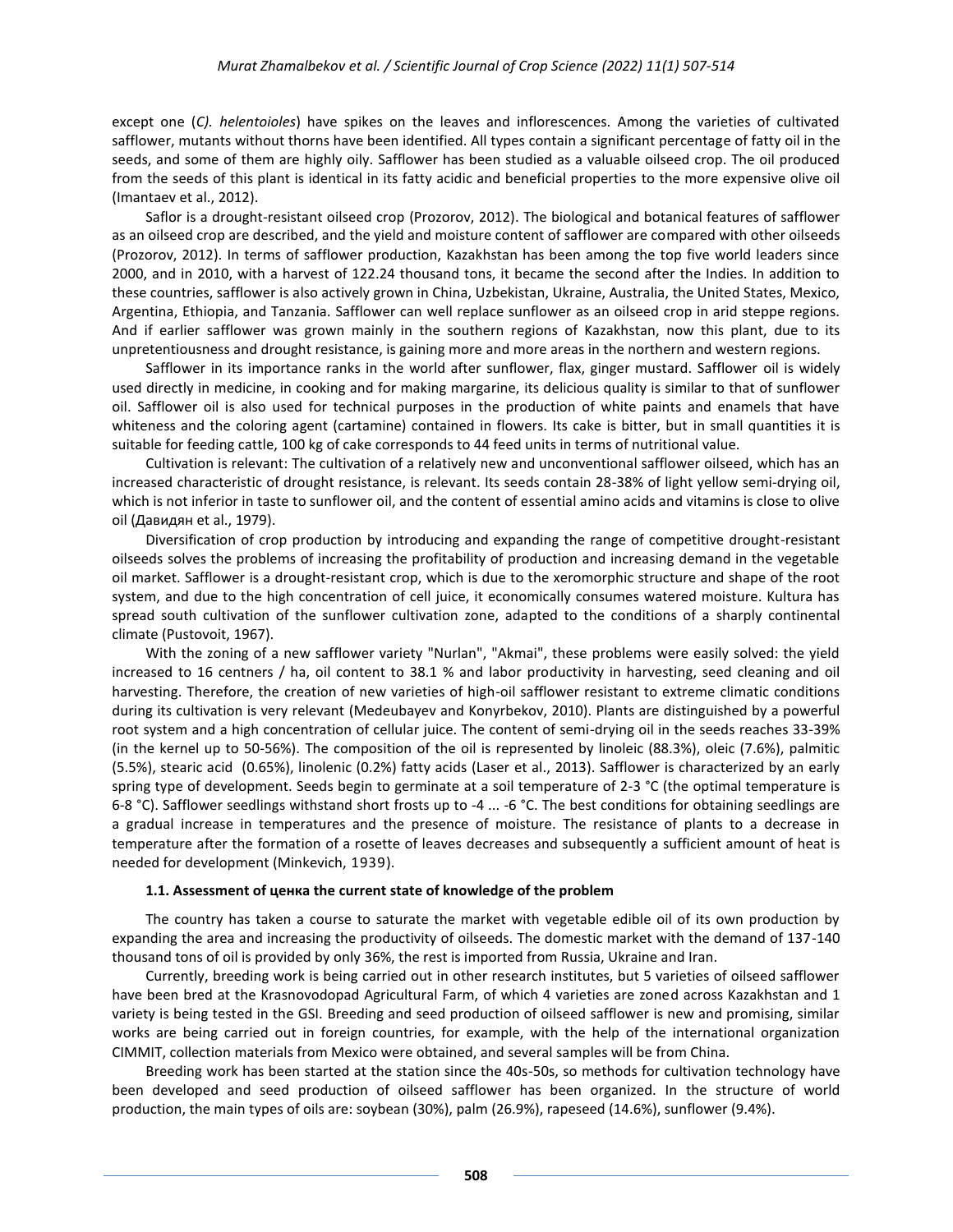except one (*C). helentoioles*) have spikes on the leaves and inflorescences. Among the varieties of cultivated safflower, mutants without thorns have been identified. All types contain a significant percentage of fatty oil in the seeds, and some of them are highly oily. Safflower has been studied as a valuable oilseed crop. The oil produced from the seeds of this plant is identical in its fatty acidic and beneficial properties to the more expensive olive oil (Imantaev et al., 2012).

Saflor is a drought-resistant oilseed crop (Prozorov, 2012). The biological and botanical features of safflower as an oilseed crop are described, and the yield and moisture content of safflower are compared with other oilseeds (Prozorov, 2012). In terms of safflower production, Kazakhstan has been among the top five world leaders since 2000, and in 2010, with a harvest of 122.24 thousand tons, it became the second after the Indies. In addition to these countries, safflower is also actively grown in China, Uzbekistan, Ukraine, Australia, the United States, Mexico, Argentina, Ethiopia, and Tanzania. Safflower can well replace sunflower as an oilseed crop in arid steppe regions. And if earlier safflower was grown mainly in the southern regions of Kazakhstan, now this plant, due to its unpretentiousness and drought resistance, is gaining more and more areas in the northern and western regions.

Safflower in its importance ranks in the world after sunflower, flax, ginger mustard. Safflower oil is widely used directly in medicine, in cooking and for making margarine, its delicious quality is similar to that of sunflower oil. Safflower oil is also used for technical purposes in the production of white paints and enamels that have whiteness and the coloring agent (cartamine) contained in flowers. Its cake is bitter, but in small quantities it is suitable for feeding cattle, 100 kg of cake corresponds to 44 feed units in terms of nutritional value.

Cultivation is relevant: The cultivation of a relatively new and unconventional safflower oilseed, which has an increased characteristic of drought resistance, is relevant. Its seeds contain 28-38% of light yellow semi-drying oil, which is not inferior in taste to sunflower oil, and the content of essential amino acids and vitamins is close to olive oil (Давидян et al., 1979).

Diversification of crop production by introducing and expanding the range of competitive drought-resistant oilseeds solves the problems of increasing the profitability of production and increasing demand in the vegetable oil market. Safflower is a drought-resistant crop, which is due to the xeromorphic structure and shape of the root system, and due to the high concentration of cell juice, it economically consumes watered moisture. Kultura has spread south cultivation of the sunflower cultivation zone, adapted to the conditions of a sharply continental climate (Pustovoit, 1967).

With the zoning of a new safflower variety "Nurlan", "Akmai", these problems were easily solved: the yield increased to 16 centners / ha, oil content to 38.1 % and labor productivity in harvesting, seed cleaning and oil harvesting. Therefore, the creation of new varieties of high-oil safflower resistant to extreme climatic conditions during its cultivation is very relevant (Medeubayev and Konyrbekov, 2010). Plants are distinguished by a powerful root system and a high concentration of cellular juice. The content of semi-drying oil in the seeds reaches 33-39% (in the kernel up to 50-56%). The composition of the oil is represented by linoleic (88.3%), oleic (7.6%), palmitic (5.5%), stearic acid (0.65%), linolenic (0.2%) fatty acids (Laser et al., 2013). Safflower is characterized by an early spring type of development. Seeds begin to germinate at a soil temperature of 2-3 °C (the optimal temperature is 6-8 °C). Safflower seedlings withstand short frosts up to -4 ... -6 °C. The best conditions for obtaining seedlings are a gradual increase in temperatures and the presence of moisture. The resistance of plants to a decrease in temperature after the formation of a rosette of leaves decreases and subsequently a sufficient amount of heat is needed for development (Minkevich, 1939).

### 1.1. Assessment of ценка the current state of knowledge of the problem

The country has taken a course to saturate the market with vegetable edible oil of its own production by expanding the area and increasing the productivity of oilseeds. The domestic market with the demand of 137-140 thousand tons of oil is provided by only 36%, the rest is imported from Russia, Ukraine and Iran.

Currently, breeding work is being carried out in other research institutes, but 5 varieties of oilseed safflower have been bred at the Krasnovodopad Agricultural Farm, of which 4 varieties are zoned across Kazakhstan and 1 variety is being tested in the GSI. Breeding and seed production of oilseed safflower is new and promising, similar works are being carried out in foreign countries, for example, with the help of the international organization CIMMIT, collection materials from Mexico were obtained, and several samples will be from China.

Breeding work has been started at the station since the 40s-50s, so methods for cultivation technology have been developed and seed production of oilseed safflower has been organized. In the structure of world production, the main types of oils are: soybean (30%), palm (26.9%), rapeseed (14.6%), sunflower (9.4%).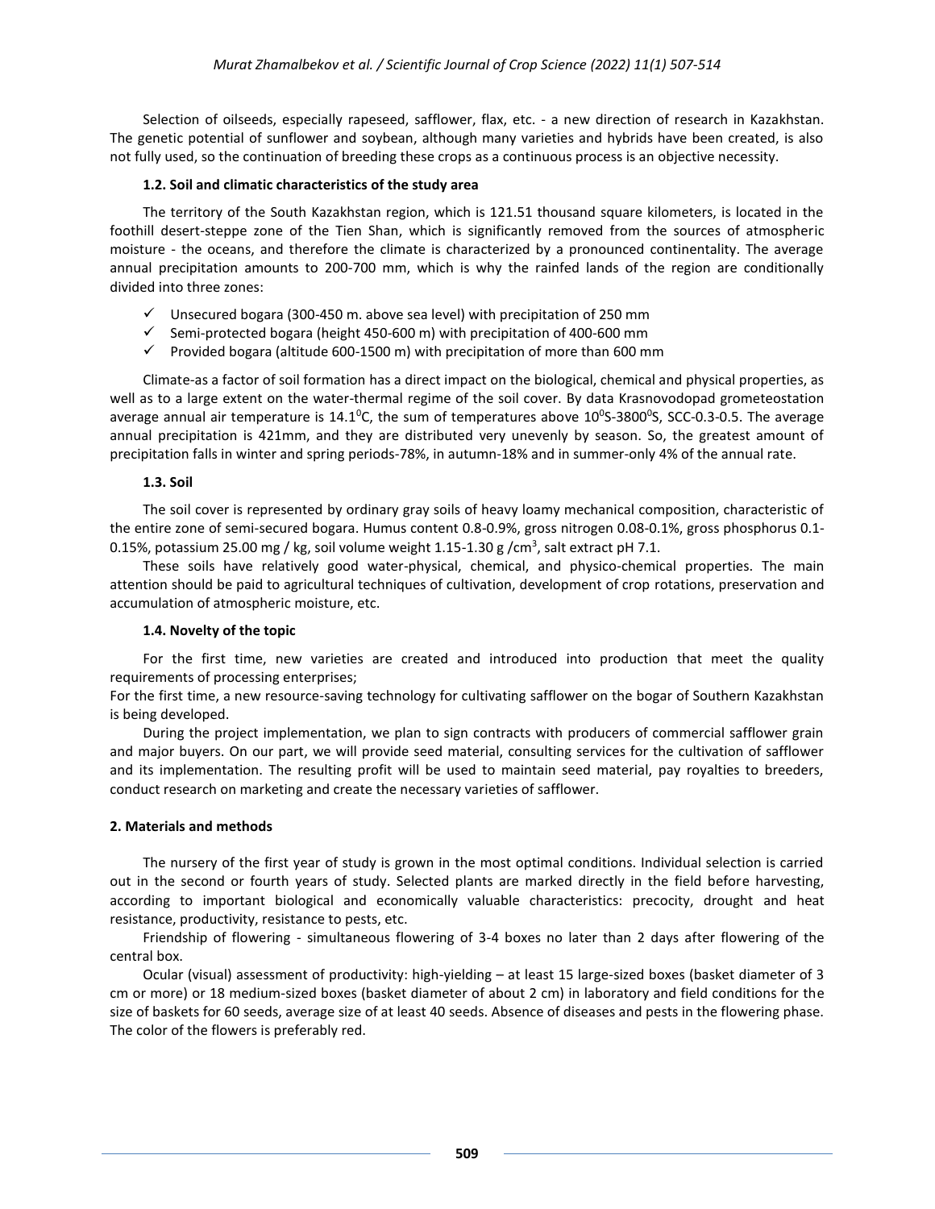Selection of oilseeds, especially rapeseed, safflower, flax, etc. - a new direction of research in Kazakhstan. The genetic potential of sunflower and soybean, although many varieties and hybrids have been created, is also not fully used, so the continuation of breeding these crops as a continuous process is an objective necessity.

### 1.2. Soil and climatic characteristics of the study area

The territory of the South Kazakhstan region, which is 121.51 thousand square kilometers, is located in the foothill desert-steppe zone of the Tien Shan, which is significantly removed from the sources of atmospheric moisture - the oceans, and therefore the climate is characterized by a pronounced continentality. The average annual precipitation amounts to 200-700 mm, which is why the rainfed lands of the region are conditionally divided into three zones:

- ✓ Unsecured bogara (300-450 m. above sea level) with precipitation of 250 mm
- ✓ Semi-protected bogara (height 450-600 m) with precipitation of 400-600 mm
- ✓ Provided bogara (altitude 600-1500 m) with precipitation of more than 600 mm

Climate-as a factor of soil formation has a direct impact on the biological, chemical and physical properties, as well as to a large extent on the water-thermal regime of the soil cover. By data Krasnovodopad grometeostation average annual air temperature is $14.1^0$C, the sum of temperatures above $10^0$S-$3800^0$S, SCC-0.3-0.5. The average annual precipitation is 421mm, and they are distributed very unevenly by season. So, the greatest amount of precipitation falls in winter and spring periods-78%, in autumn-18% and in summer-only 4% of the annual rate.

### 1.3. Soil

The soil cover is represented by ordinary gray soils of heavy loamy mechanical composition, characteristic of the entire zone of semi-secured bogara. Humus content 0.8-0.9%, gross nitrogen 0.08-0.1%, gross phosphorus 0.1-0.15%, potassium 25.00 mg / kg, soil volume weight 1.15-1.30 g /$cm^3$, salt extract pH 7.1.

These soils have relatively good water-physical, chemical, and physico-chemical properties. The main attention should be paid to agricultural techniques of cultivation, development of crop rotations, preservation and accumulation of atmospheric moisture, etc.

### 1.4. Novelty of the topic

For the first time, new varieties are created and introduced into production that meet the quality requirements of processing enterprises;

For the first time, a new resource-saving technology for cultivating safflower on the bogar of Southern Kazakhstan is being developed.

During the project implementation, we plan to sign contracts with producers of commercial safflower grain and major buyers. On our part, we will provide seed material, consulting services for the cultivation of safflower and its implementation. The resulting profit will be used to maintain seed material, pay royalties to breeders, conduct research on marketing and create the necessary varieties of safflower.

## 2. Materials and methods

The nursery of the first year of study is grown in the most optimal conditions. Individual selection is carried out in the second or fourth years of study. Selected plants are marked directly in the field before harvesting, according to important biological and economically valuable characteristics: precocity, drought and heat resistance, productivity, resistance to pests, etc.

Friendship of flowering - simultaneous flowering of 3-4 boxes no later than 2 days after flowering of the central box.

Ocular (visual) assessment of productivity: high-yielding – at least 15 large-sized boxes (basket diameter of 3 cm or more) or 18 medium-sized boxes (basket diameter of about 2 cm) in laboratory and field conditions for the size of baskets for 60 seeds, average size of at least 40 seeds. Absence of diseases and pests in the flowering phase. The color of the flowers is preferably red.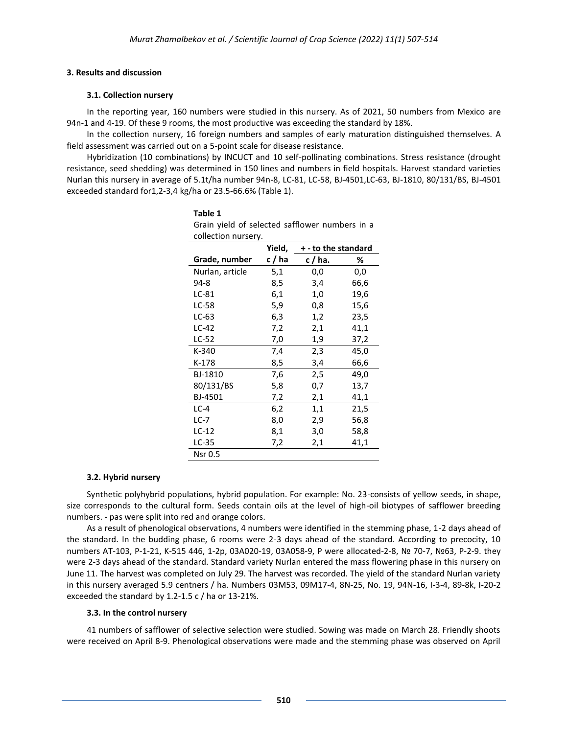## 3. Results and discussion

### 3.1. Collection nursery

In the reporting year, 160 numbers were studied in this nursery. As of 2021, 50 numbers from Mexico are 94n-1 and 4-19. Of these 9 rooms, the most productive was exceeding the standard by 18%.

In the collection nursery, 16 foreign numbers and samples of early maturation distinguished themselves. A field assessment was carried out on a 5-point scale for disease resistance.

Hybridization (10 combinations) by INCUCT and 10 self-pollinating combinations. Stress resistance (drought resistance, seed shedding) was determined in 150 lines and numbers in field hospitals. Harvest standard varieties Nurlan this nursery in average of 5.1t/ha number 94n-8, LC-81, LC-58, BJ-4501,LC-63, BJ-1810, 80/131/BS, BJ-4501 exceeded standard for1,2-3,4 kg/ha or 23.5-66.6% (Table 1).

**Table 1**

Grain yield of selected safflower numbers in a collection nursery.

| Grade, number | Yield, c / ha | + - to the standard | |
|---|---|---|---|
| | | c / ha. | % |
| Nurlan, article | 5,1 | 0,0 | 0,0 |
| 94-8 | 8,5 | 3,4 | 66,6 |
| LC-81 | 6,1 | 1,0 | 19,6 |
| LC-58 | 5,9 | 0,8 | 15,6 |
| LC-63 | 6,3 | 1,2 | 23,5 |
| LC-42 | 7,2 | 2,1 | 41,1 |
| LC-52 | 7,0 | 1,9 | 37,2 |
| K-340 | 7,4 | 2,3 | 45,0 |
| K-178 | 8,5 | 3,4 | 66,6 |
| BJ-1810 | 7,6 | 2,5 | 49,0 |
| 80/131/BS | 5,8 | 0,7 | 13,7 |
| BJ-4501 | 7,2 | 2,1 | 41,1 |
| LC-4 | 6,2 | 1,1 | 21,5 |
| LC-7 | 8,0 | 2,9 | 56,8 |
| LC-12 | 8,1 | 3,0 | 58,8 |
| LC-35 | 7,2 | 2,1 | 41,1 |
| Nsr 0.5 | | | |

### 3.2. Hybrid nursery

Synthetic polyhybrid populations, hybrid population. For example: No. 23-consists of yellow seeds, in shape, size corresponds to the cultural form. Seeds contain oils at the level of high-oil biotypes of safflower breeding numbers. - pas were split into red and orange colors.

As a result of phenological observations, 4 numbers were identified in the stemming phase, 1-2 days ahead of the standard. In the budding phase, 6 rooms were 2-3 days ahead of the standard. According to precocity, 10 numbers AT-103, P-1-21, K-515 446, 1-2p, 03A020-19, 03A058-9, P were allocated-2-8, № 70-7, №63, P-2-9. they were 2-3 days ahead of the standard. Standard variety Nurlan entered the mass flowering phase in this nursery on June 11. The harvest was completed on July 29. The harvest was recorded. The yield of the standard Nurlan variety in this nursery averaged 5.9 centners / ha. Numbers 03M53, 09M17-4, 8N-25, No. 19, 94N-16, I-3-4, 89-8k, I-20-2 exceeded the standard by 1.2-1.5 c / ha or 13-21%.

### 3.3. In the control nursery

41 numbers of safflower of selective selection were studied. Sowing was made on March 28. Friendly shoots were received on April 8-9. Phenological observations were made and the stemming phase was observed on April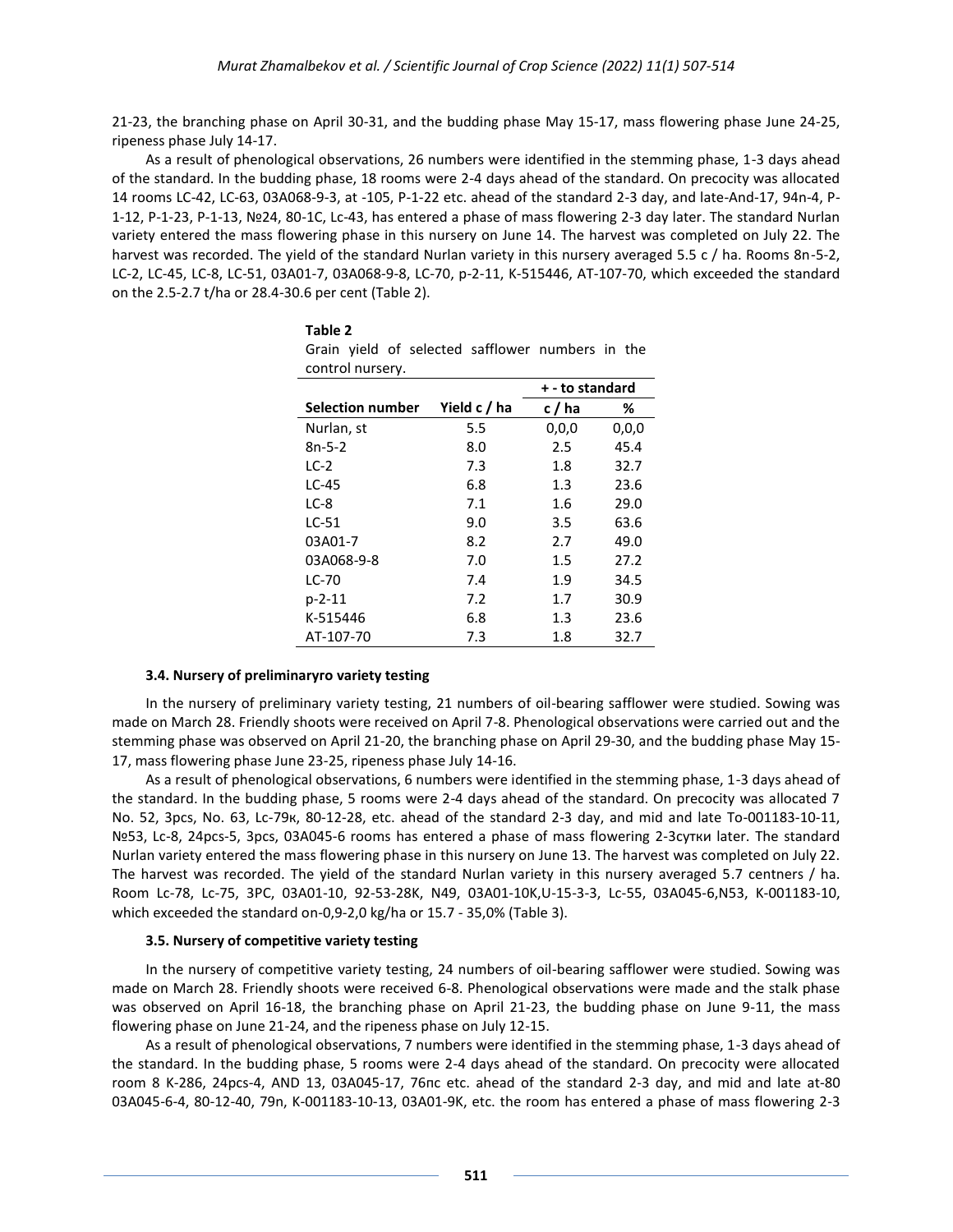21-23, the branching phase on April 30-31, and the budding phase May 15-17, mass flowering phase June 24-25, ripeness phase July 14-17.

As a result of phenological observations, 26 numbers were identified in the stemming phase, 1-3 days ahead of the standard. In the budding phase, 18 rooms were 2-4 days ahead of the standard. On precocity was allocated 14 rooms LC-42, LC-63, 03A068-9-3, at -105, P-1-22 etc. ahead of the standard 2-3 day, and late-And-17, 94n-4, P-1-12, P-1-23, P-1-13, №24, 80-1C, Lc-43, has entered a phase of mass flowering 2-3 day later. The standard Nurlan variety entered the mass flowering phase in this nursery on June 14. The harvest was completed on July 22. The harvest was recorded. The yield of the standard Nurlan variety in this nursery averaged 5.5 c / ha. Rooms 8n-5-2, LC-2, LC-45, LC-8, LC-51, 03A01-7, 03A068-9-8, LC-70, p-2-11, K-515446, AT-107-70, which exceeded the standard on the 2.5-2.7 t/ha or 28.4-30.6 per cent (Table 2).

**Table 2**
Grain yield of selected safflower numbers in the control nursery.

| Selection number | Yield c / ha | + - to standard | |
|---|---|---|---|
| | | c / ha | % |
| Nurlan, st | 5.5 | 0,0,0 | 0,0,0 |
| 8n-5-2 | 8.0 | 2.5 | 45.4 |
| LC-2 | 7.3 | 1.8 | 32.7 |
| LC-45 | 6.8 | 1.3 | 23.6 |
| LC-8 | 7.1 | 1.6 | 29.0 |
| LC-51 | 9.0 | 3.5 | 63.6 |
| 03A01-7 | 8.2 | 2.7 | 49.0 |
| 03A068-9-8 | 7.0 | 1.5 | 27.2 |
| LC-70 | 7.4 | 1.9 | 34.5 |
| p-2-11 | 7.2 | 1.7 | 30.9 |
| K-515446 | 6.8 | 1.3 | 23.6 |
| AT-107-70 | 7.3 | 1.8 | 32.7 |

### 3.4. Nursery of preliminaryro variety testing

In the nursery of preliminary variety testing, 21 numbers of oil-bearing safflower were studied. Sowing was made on March 28. Friendly shoots were received on April 7-8. Phenological observations were carried out and the stemming phase was observed on April 21-20, the branching phase on April 29-30, and the budding phase May 15-17, mass flowering phase June 23-25, ripeness phase July 14-16.

As a result of phenological observations, 6 numbers were identified in the stemming phase, 1-3 days ahead of the standard. In the budding phase, 5 rooms were 2-4 days ahead of the standard. On precocity was allocated 7 No. 52, 3pcs, No. 63, Lc-79к, 80-12-28, etc. ahead of the standard 2-3 day, and mid and late To-001183-10-11, №53, Lc-8, 24pcs-5, 3pcs, 03A045-6 rooms has entered a phase of mass flowering 2-3сутки later. The standard Nurlan variety entered the mass flowering phase in this nursery on June 13. The harvest was completed on July 22. The harvest was recorded. The yield of the standard Nurlan variety in this nursery averaged 5.7 centners / ha. Room Lc-78, Lc-75, 3PC, 03A01-10, 92-53-28K, N49, 03A01-10K,U-15-3-3, Lc-55, 03A045-6,N53, K-001183-10, which exceeded the standard on-0,9-2,0 kg/ha or 15.7 - 35,0% (Table 3).

### 3.5. Nursery of competitive variety testing

In the nursery of competitive variety testing, 24 numbers of oil-bearing safflower were studied. Sowing was made on March 28. Friendly shoots were received 6-8. Phenological observations were made and the stalk phase was observed on April 16-18, the branching phase on April 21-23, the budding phase on June 9-11, the mass flowering phase on June 21-24, and the ripeness phase on July 12-15.

As a result of phenological observations, 7 numbers were identified in the stemming phase, 1-3 days ahead of the standard. In the budding phase, 5 rooms were 2-4 days ahead of the standard. On precocity were allocated room 8 K-286, 24pcs-4, AND 13, 03A045-17, 76пс etc. ahead of the standard 2-3 day, and mid and late at-80 03A045-6-4, 80-12-40, 79n, K-001183-10-13, 03A01-9K, etc. the room has entered a phase of mass flowering 2-3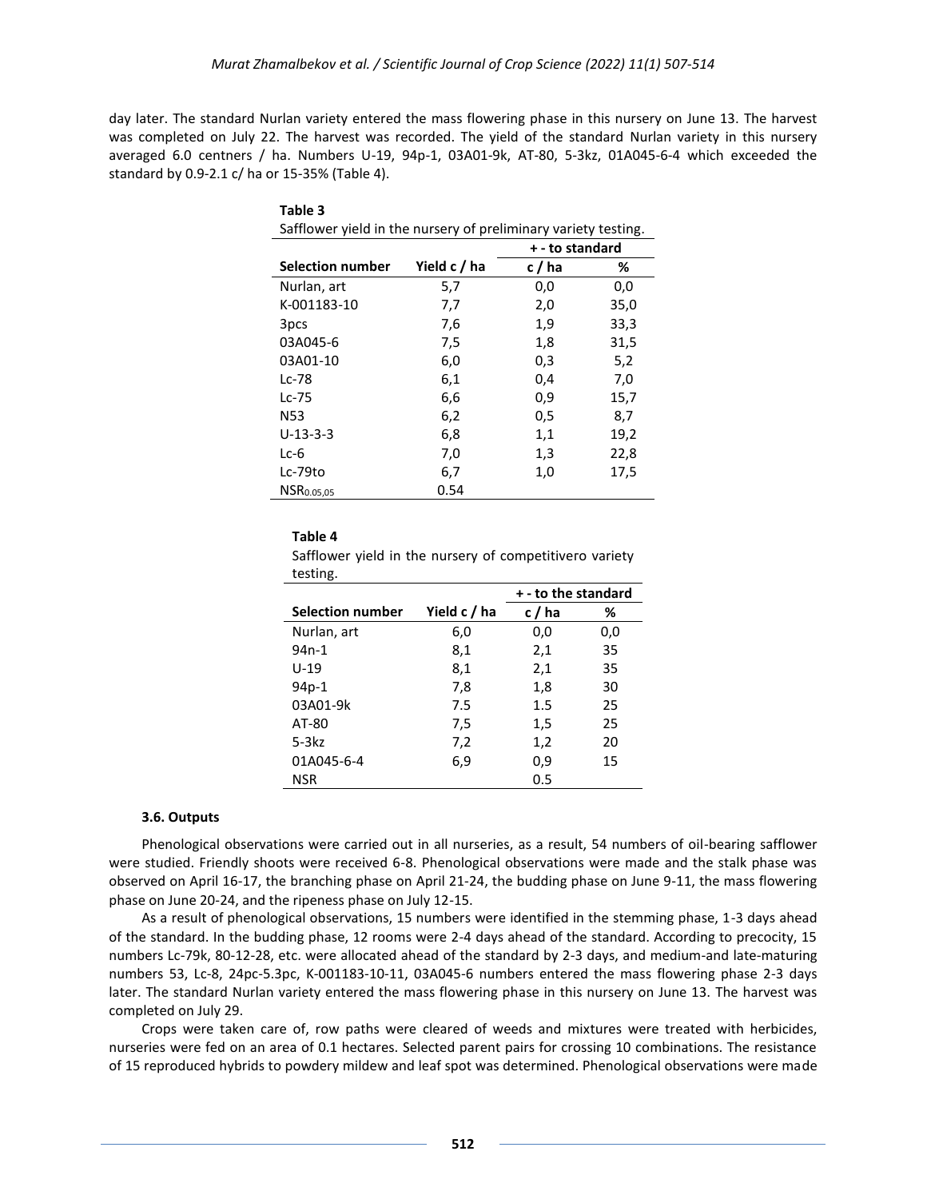day later. The standard Nurlan variety entered the mass flowering phase in this nursery on June 13. The harvest was completed on July 22. The harvest was recorded. The yield of the standard Nurlan variety in this nursery averaged 6.0 centners / ha. Numbers U-19, 94p-1, 03A01-9k, AT-80, 5-3kz, 01A045-6-4 which exceeded the standard by 0.9-2.1 c/ ha or 15-35% (Table 4).

**Table 3**

Safflower yield in the nursery of preliminary variety testing.

| Selection number | Yield c / ha | + - to standard | |
|---|---|---|---|
| | | c / ha | % |
| Nurlan, art | 5,7 | 0,0 | 0,0 |
| K-001183-10 | 7,7 | 2,0 | 35,0 |
| 3pcs | 7,6 | 1,9 | 33,3 |
| 03A045-6 | 7,5 | 1,8 | 31,5 |
| 03A01-10 | 6,0 | 0,3 | 5,2 |
| Lc-78 | 6,1 | 0,4 | 7,0 |
| Lc-75 | 6,6 | 0,9 | 15,7 |
| N53 | 6,2 | 0,5 | 8,7 |
| U-13-3-3 | 6,8 | 1,1 | 19,2 |
| Lc-6 | 7,0 | 1,3 | 22,8 |
| Lc-79to | 6,7 | 1,0 | 17,5 |
| $NSR_{0.05,05}$ | 0.54 | | |

**Table 4**

Safflower yield in the nursery of competitivero variety testing.

| Selection number | Yield c / ha | + - to the standard | |
|---|---|---|---|
| | | c / ha | % |
| Nurlan, art | 6,0 | 0,0 | 0,0 |
| 94n-1 | 8,1 | 2,1 | 35 |
| U-19 | 8,1 | 2,1 | 35 |
| 94p-1 | 7,8 | 1,8 | 30 |
| 03A01-9k | 7.5 | 1.5 | 25 |
| AT-80 | 7,5 | 1,5 | 25 |
| 5-3kz | 7,2 | 1,2 | 20 |
| 01A045-6-4 | 6,9 | 0,9 | 15 |
| NSR | | 0.5 | |

### 3.6. Outputs

Phenological observations were carried out in all nurseries, as a result, 54 numbers of oil-bearing safflower were studied. Friendly shoots were received 6-8. Phenological observations were made and the stalk phase was observed on April 16-17, the branching phase on April 21-24, the budding phase on June 9-11, the mass flowering phase on June 20-24, and the ripeness phase on July 12-15.

As a result of phenological observations, 15 numbers were identified in the stemming phase, 1-3 days ahead of the standard. In the budding phase, 12 rooms were 2-4 days ahead of the standard. According to precocity, 15 numbers Lc-79k, 80-12-28, etc. were allocated ahead of the standard by 2-3 days, and medium-and late-maturing numbers 53, Lc-8, 24pc-5.3pc, K-001183-10-11, 03A045-6 numbers entered the mass flowering phase 2-3 days later. The standard Nurlan variety entered the mass flowering phase in this nursery on June 13. The harvest was completed on July 29.

Crops were taken care of, row paths were cleared of weeds and mixtures were treated with herbicides, nurseries were fed on an area of 0.1 hectares. Selected parent pairs for crossing 10 combinations. The resistance of 15 reproduced hybrids to powdery mildew and leaf spot was determined. Phenological observations were made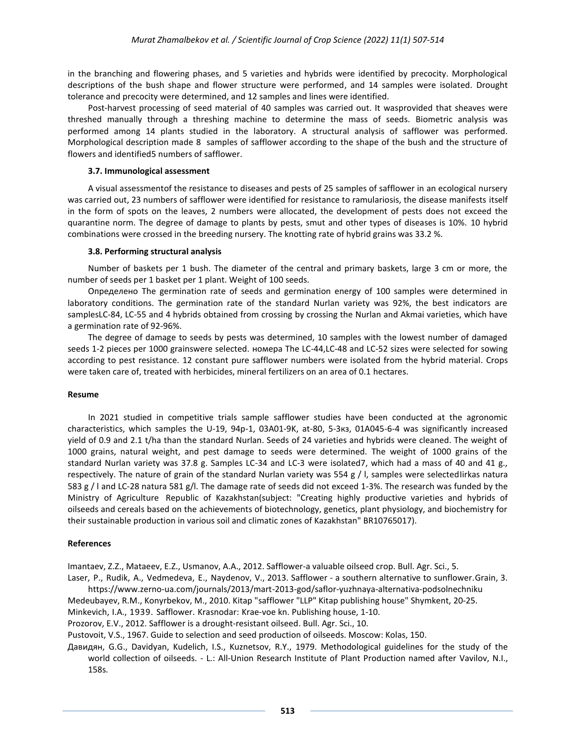in the branching and flowering phases, and 5 varieties and hybrids were identified by precocity. Morphological descriptions of the bush shape and flower structure were performed, and 14 samples were isolated. Drought tolerance and precocity were determined, and 12 samples and lines were identified.

Post-harvest processing of seed material of 40 samples was carried out. It wasprovided that sheaves were threshed manually through a threshing machine to determine the mass of seeds. Biometric analysis was performed among 14 plants studied in the laboratory. A structural analysis of safflower was performed. Morphological description made 8 samples of safflower according to the shape of the bush and the structure of flowers and identified5 numbers of safflower.

### 3.7. Immunological assessment

A visual assessmentof the resistance to diseases and pests of 25 samples of safflower in an ecological nursery was carried out, 23 numbers of safflower were identified for resistance to ramulariosis, the disease manifests itself in the form of spots on the leaves, 2 numbers were allocated, the development of pests does not exceed the quarantine norm. The degree of damage to plants by pests, smut and other types of diseases is 10%. 10 hybrid combinations were crossed in the breeding nursery. The knotting rate of hybrid grains was 33.2 %.

### 3.8. Performing structural analysis

Number of baskets per 1 bush. The diameter of the central and primary baskets, large 3 cm or more, the number of seeds per 1 basket per 1 plant. Weight of 100 seeds.

Определено The germination rate of seeds and germination energy of 100 samples were determined in laboratory conditions. The germination rate of the standard Nurlan variety was 92%, the best indicators are samplesLC-84, LC-55 and 4 hybrids obtained from crossing by crossing the Nurlan and Akmai varieties, which have a germination rate of 92-96%.

The degree of damage to seeds by pests was determined, 10 samples with the lowest number of damaged seeds 1-2 pieces per 1000 grainswere selected. номера The LC-44,LC-48 and LC-52 sizes were selected for sowing according to pest resistance. 12 constant pure safflower numbers were isolated from the hybrid material. Crops were taken care of, treated with herbicides, mineral fertilizers on an area of 0.1 hectares.

**Resume**

In 2021 studied in competitive trials sample safflower studies have been conducted at the agronomic characteristics, which samples the U-19, 94p-1, 03A01-9K, at-80, 5-3кз, 01A045-6-4 was significantly increased yield of 0.9 and 2.1 t/ha than the standard Nurlan. Seeds of 24 varieties and hybrids were cleaned. The weight of 1000 grains, natural weight, and pest damage to seeds were determined. The weight of 1000 grains of the standard Nurlan variety was 37.8 g. Samples LC-34 and LC-3 were isolated7, which had a mass of 40 and 41 g., respectively. The nature of grain of the standard Nurlan variety was 554 g / l, samples were selectedIirkas natura 583 g / l and LC-28 natura 581 g/l. The damage rate of seeds did not exceed 1-3%. The research was funded by the Ministry of Agriculture Republic of Kazakhstan(subject: "Creating highly productive varieties and hybrids of oilseeds and cereals based on the achievements of biotechnology, genetics, plant physiology, and biochemistry for their sustainable production in various soil and climatic zones of Kazakhstan" BR10765017).

**References**

Imantaev, Z.Z., Mataeev, E.Z., Usmanov, A.A., 2012. Safflower-a valuable oilseed crop. Bull. Agr. Sci., 5.

Laser, P., Rudik, A., Vedmedeva, E., Naydenov, V., 2013. Safflower - a southern alternative to sunflower.Grain, 3. https://www.zerno-ua.com/journals/2013/mart-2013-god/saflor-yuzhnaya-alternativa-podsolnechniku

Medeubayev, R.M., Konyrbekov, M., 2010. Kitap "safflower "LLP" Kitap publishing house" Shymkent, 20-25.

Minkevich, I.A., 1939. Safflower. Krasnodar: Krae-voe kn. Publishing house, 1-10.

Prozorov, E.V., 2012. Safflower is a drought-resistant oilseed. Bull. Agr. Sci., 10.

Pustovoit, V.S., 1967. Guide to selection and seed production of oilseeds. Moscow: Kolas, 150.

Давидян, G.G., Davidyan, Kudelich, I.S., Kuznetsov, R.Y., 1979. Methodological guidelines for the study of the world collection of oilseeds. - L.: All-Union Research Institute of Plant Production named after Vavilov, N.I., 158s.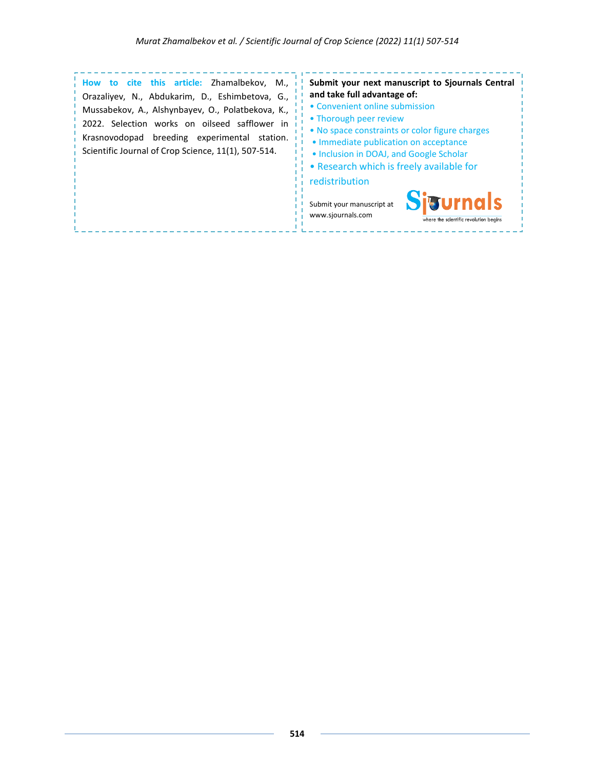**How to cite this article:** Zhamalbekov, M., Orazaliyev, N., Abdukarim, D., Eshimbetova, G., Mussabekov, A., Alshynbayev, O., Polatbekova, K., 2022. Selection works on oilseed safflower in Krasnovodopad breeding experimental station. Scientific Journal of Crop Science, 11(1), 507-514.

**Submit your next manuscript to Sjournals Central and take full advantage of:**

- Convenient online submission
- Thorough peer review
- No space constraints or color figure charges
- Immediate publication on acceptance
- Inclusion in DOAJ, and Google Scholar
- Research which is freely available for redistribution

Submit your manuscript at www.sjournals.com

Sjournals
where the scientific revolution begins